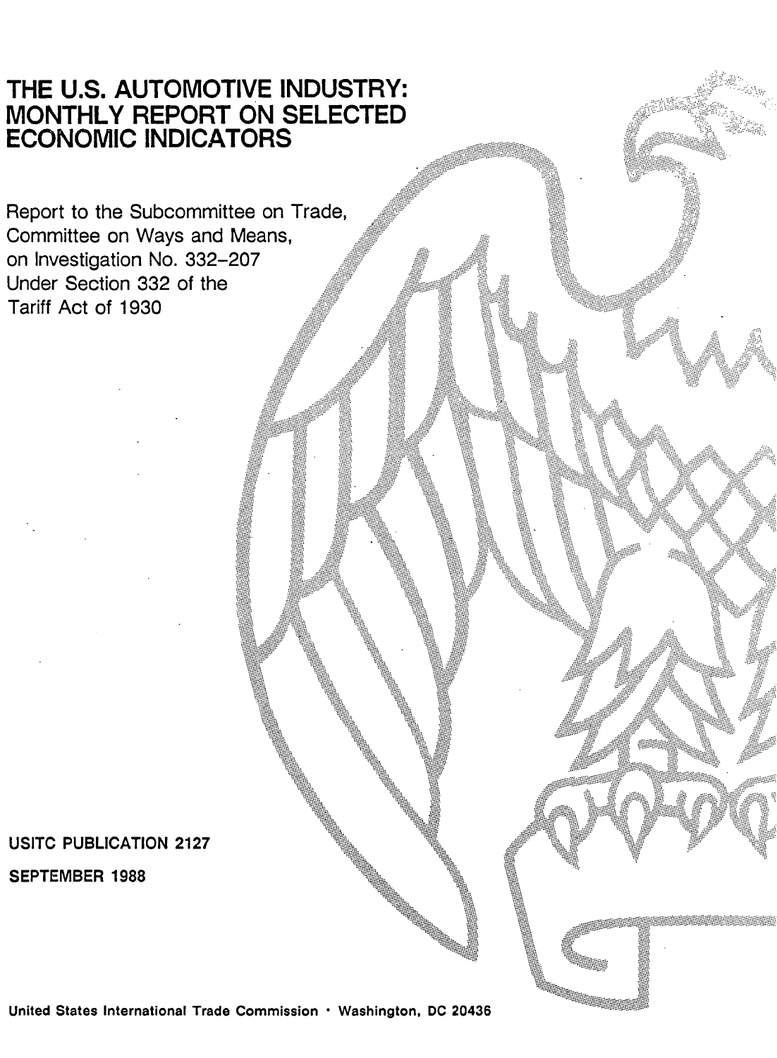# THE U.S. AUTOMOTIVE INDUSTRY: MONTHLY REPORT ON SELECTED ECONOMIC INDICATORS

Report to the Subcommittee on Trade, Committee on Ways and Means, on Investigation No. 332-207 Under Section 332 of the Tariff Act of 1930

**USITC PUBLICATION 2127**

**SEPTEMBER 1988**

**United States International Trade Commission · Washington, DC 20436**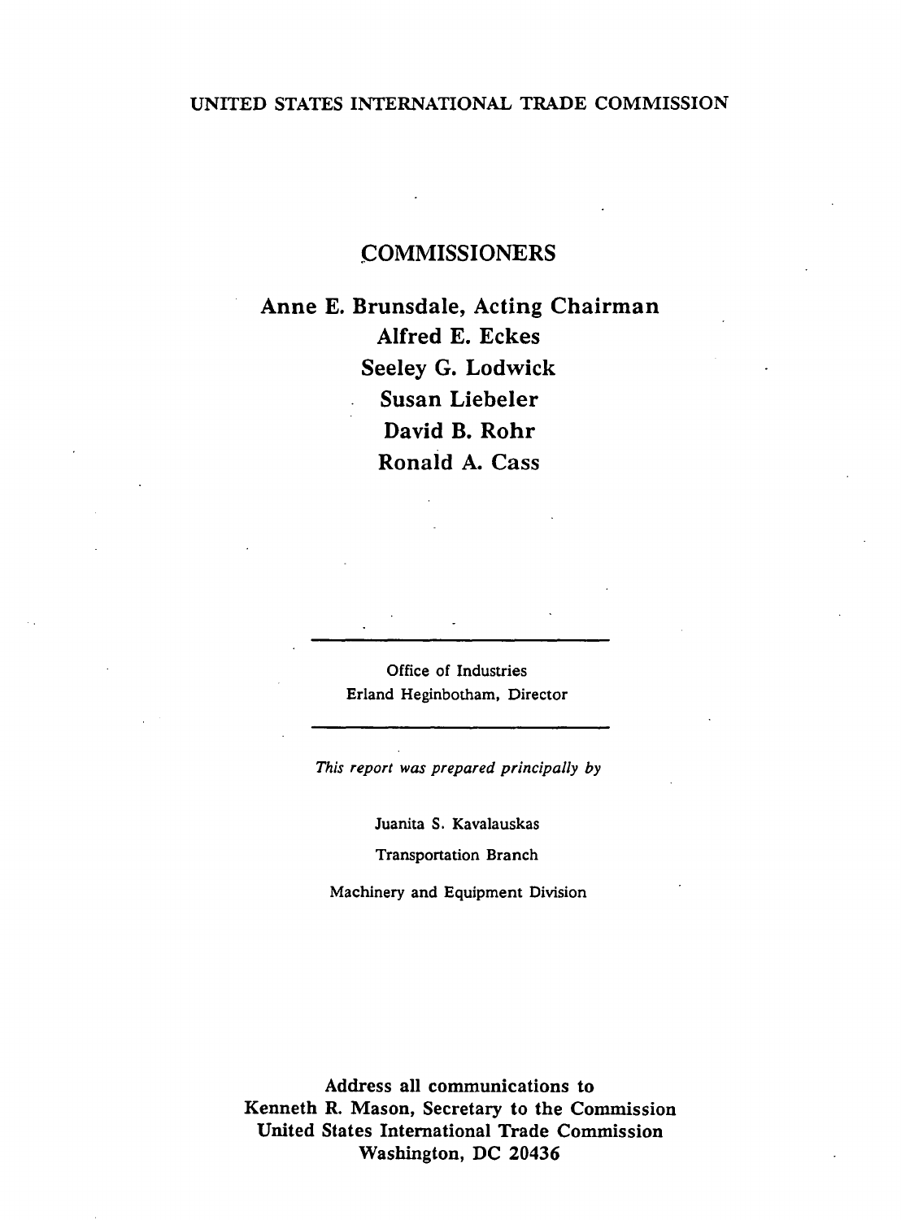UNITED STATES INTERNATIONAL TRADE COMMISSION

## COMMISSIONERS

**Anne E. Brunsdale, Acting Chairman**
**Alfred E. Eckes**
**Seeley G. Lodwick**
**Susan Liebeler**
**David B. Rohr**
**Ronald A. Cass**

---

Office of Industries
Erland Heginbotham, Director

---

*This report was prepared principally by*

Juanita S. Kavalauskas

Transportation Branch

Machinery and Equipment Division

**Address all communications to**
**Kenneth R. Mason, Secretary to the Commission**
**United States International Trade Commission**
**Washington, DC 20436**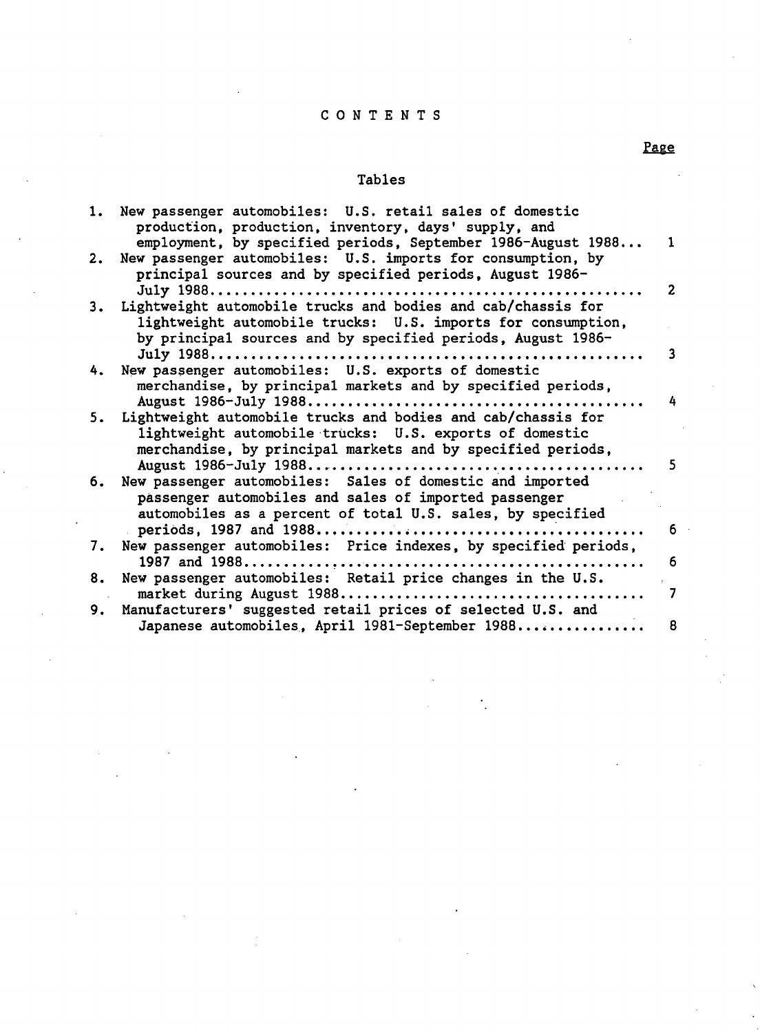# CONTENTS

Page

## Tables

1. New passenger automobiles: U.S. retail sales of domestic production, production, inventory, days' supply, and employment, by specified periods, September 1986-August 1988... 1
2. New passenger automobiles: U.S. imports for consumption, by principal sources and by specified periods, August 1986-July 1988.................................................... 2
3. Lightweight automobile trucks and bodies and cab/chassis for lightweight automobile trucks: U.S. imports for consumption, by principal sources and by specified periods, August 1986-July 1988.................................................... 3
4. New passenger automobiles: U.S. exports of domestic merchandise, by principal markets and by specified periods, August 1986-July 1988........................................ 4
5. Lightweight automobile trucks and bodies and cab/chassis for lightweight automobile trucks: U.S. exports of domestic merchandise, by principal markets and by specified periods, August 1986-July 1988........................................ 5
6. New passenger automobiles: Sales of domestic and imported passenger automobiles and sales of imported passenger automobiles as a percent of total U.S. sales, by specified periods, 1987 and 1988........................................ 6
7. New passenger automobiles: Price indexes, by specified periods, 1987 and 1988.................................................. 6
8. New passenger automobiles: Retail price changes in the U.S. market during August 1988.................................... 7
9. Manufacturers' suggested retail prices of selected U.S. and Japanese automobiles, April 1981-September 1988............... 8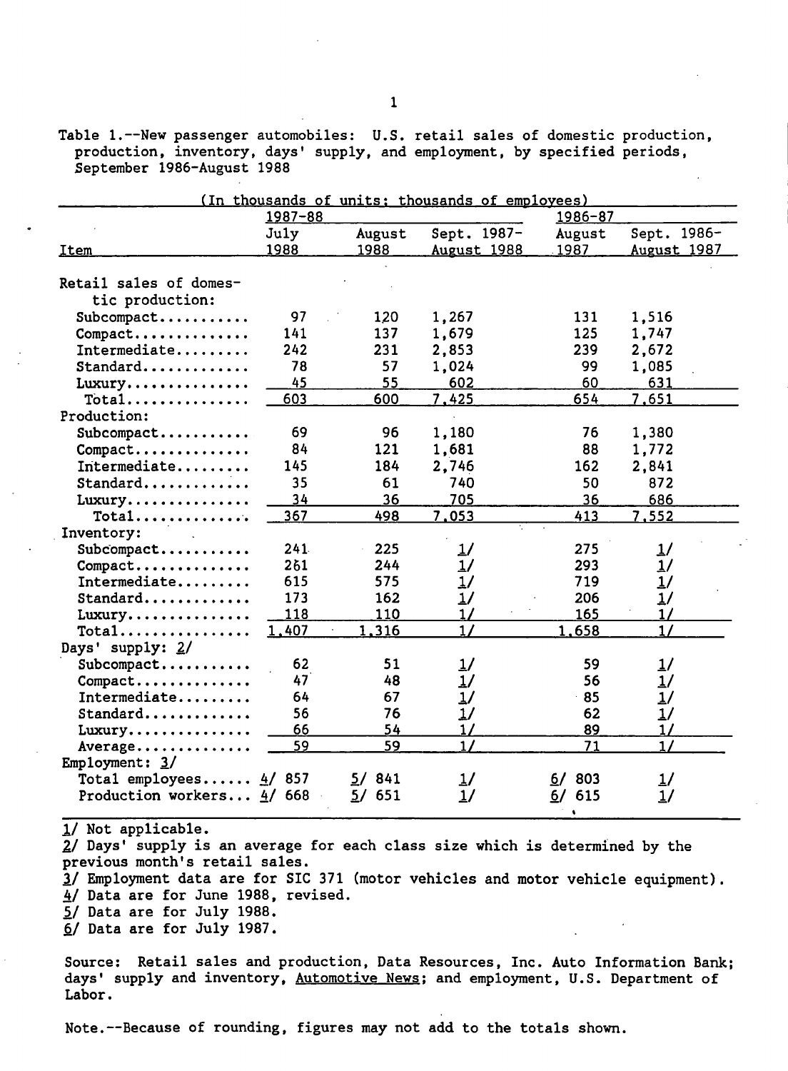Table 1.--New passenger automobiles: U.S. retail sales of domestic production, production, inventory, days' supply, and employment, by specified periods, September 1986-August 1988

(In thousands of units; thousands of employees)

| Item | 1987-88 July 1988 | August 1988 | Sept. 1987-August 1988 | 1986-87 August 1987 | Sept. 1986-August 1987 |
|---|---|---|---|---|---|
| Retail sales of domestic production: | | | | | |
| Subcompact | 97 | 120 | 1,267 | 131 | 1,516 |
| Compact | 141 | 137 | 1,679 | 125 | 1,747 |
| Intermediate | 242 | 231 | 2,853 | 239 | 2,672 |
| Standard | 78 | 57 | 1,024 | 99 | 1,085 |
| Luxury | 45 | 55 | 602 | 60 | 631 |
| Total | 603 | 600 | 7,425 | 654 | 7,651 |
| Production: | | | | | |
| Subcompact | 69 | 96 | 1,180 | 76 | 1,380 |
| Compact | 84 | 121 | 1,681 | 88 | 1,772 |
| Intermediate | 145 | 184 | 2,746 | 162 | 2,841 |
| Standard | 35 | 61 | 740 | 50 | 872 |
| Luxury | 34 | 36 | 705 | 36 | 686 |
| Total | 367 | 498 | 7,053 | 413 | 7,552 |
| Inventory: | | | | | |
| Subcompact | 241 | 225 | 1/ | 275 | 1/ |
| Compact | 261 | 244 | 1/ | 293 | 1/ |
| Intermediate | 615 | 575 | 1/ | 719 | 1/ |
| Standard | 173 | 162 | 1/ | 206 | 1/ |
| Luxury | 118 | 110 | 1/ | 165 | 1/ |
| Total | 1,407 | 1,316 | 1/ | 1,658 | 1/ |
| Days' supply: 2/ | | | | | |
| Subcompact | 62 | 51 | 1/ | 59 | 1/ |
| Compact | 47 | 48 | 1/ | 56 | 1/ |
| Intermediate | 64 | 67 | 1/ | 85 | 1/ |
| Standard | 56 | 76 | 1/ | 62 | 1/ |
| Luxury | 66 | 54 | 1/ | 89 | 1/ |
| Average | 59 | 59 | 1/ | 71 | 1/ |
| Employment: 3/ | | | | | |
| Total employees | 4/ 857 | 5/ 841 | 1/ | 6/ 803 | 1/ |
| Production workers | 4/ 668 | 5/ 651 | 1/ | 6/ 615 | 1/ |

1/ Not applicable.
2/ Days' supply is an average for each class size which is determined by the previous month's retail sales.
3/ Employment data are for SIC 371 (motor vehicles and motor vehicle equipment).
4/ Data are for June 1988, revised.
5/ Data are for July 1988.
6/ Data are for July 1987.

Source: Retail sales and production, Data Resources, Inc. Auto Information Bank; days' supply and inventory, Automotive News; and employment, U.S. Department of Labor.

Note.--Because of rounding, figures may not add to the totals shown.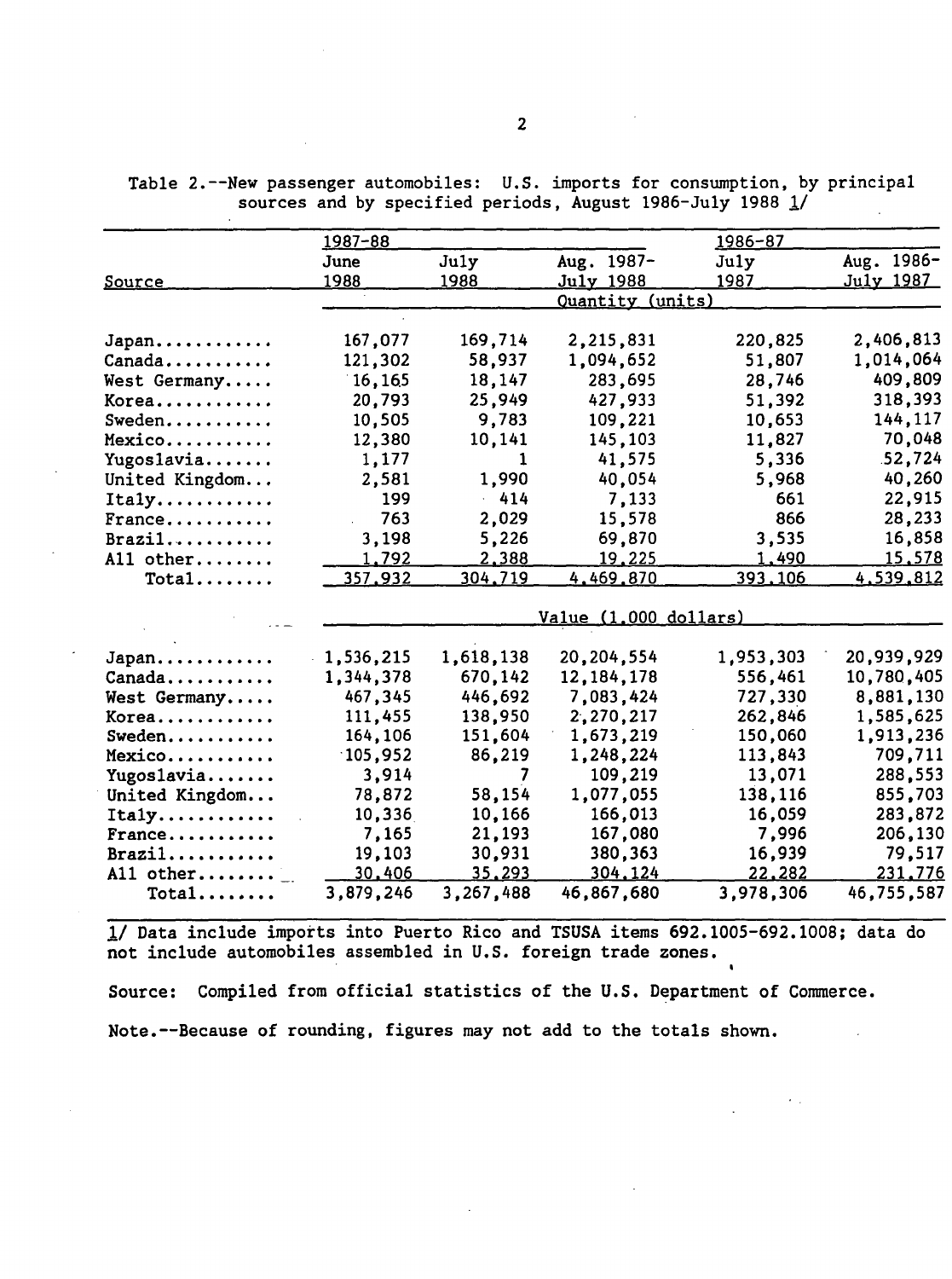Table 2.--New passenger automobiles: U.S. imports for consumption, by principal sources and by specified periods, August 1986-July 1988 1/

| Source | 1987-88 | | | 1986-87 | |
|---|---|---|---|---|---|
| | June 1988 | July 1988 | Aug. 1987-July 1988 | July 1987 | Aug. 1986-July 1987 |
| | Quantity (units) | | | | |
| Japan | 167,077 | 169,714 | 2,215,831 | 220,825 | 2,406,813 |
| Canada | 121,302 | 58,937 | 1,094,652 | 51,807 | 1,014,064 |
| West Germany | 16,165 | 18,147 | 283,695 | 28,746 | 409,809 |
| Korea | 20,793 | 25,949 | 427,933 | 51,392 | 318,393 |
| Sweden | 10,505 | 9,783 | 109,221 | 10,653 | 144,117 |
| Mexico | 12,380 | 10,141 | 145,103 | 11,827 | 70,048 |
| Yugoslavia | 1,177 | 1 | 41,575 | 5,336 | 52,724 |
| United Kingdom | 2,581 | 1,990 | 40,054 | 5,968 | 40,260 |
| Italy | 199 | 414 | 7,133 | 661 | 22,915 |
| France | 763 | 2,029 | 15,578 | 866 | 28,233 |
| Brazil | 3,198 | 5,226 | 69,870 | 3,535 | 16,858 |
| All other | 1,792 | 2,388 | 19,225 | 1,490 | 15,578 |
| Total | 357,932 | 304,719 | 4,469,870 | 393,106 | 4,539,812 |
| | Value (1,000 dollars) | | | | |
| Japan | 1,536,215 | 1,618,138 | 20,204,554 | 1,953,303 | 20,939,929 |
| Canada | 1,344,378 | 670,142 | 12,184,178 | 556,461 | 10,780,405 |
| West Germany | 467,345 | 446,692 | 7,083,424 | 727,330 | 8,881,130 |
| Korea | 111,455 | 138,950 | 2,270,217 | 262,846 | 1,585,625 |
| Sweden | 164,106 | 151,604 | 1,673,219 | 150,060 | 1,913,236 |
| Mexico | 105,952 | 86,219 | 1,248,224 | 113,843 | 709,711 |
| Yugoslavia | 3,914 | 7 | 109,219 | 13,071 | 288,553 |
| United Kingdom | 78,872 | 58,154 | 1,077,055 | 138,116 | 855,703 |
| Italy | 10,336 | 10,166 | 166,013 | 16,059 | 283,872 |
| France | 7,165 | 21,193 | 167,080 | 7,996 | 206,130 |
| Brazil | 19,103 | 30,931 | 380,363 | 16,939 | 79,517 |
| All other | 30,406 | 35,293 | 304,124 | 22,282 | 231,776 |
| Total | 3,879,246 | 3,267,488 | 46,867,680 | 3,978,306 | 46,755,587 |

1/ Data include imports into Puerto Rico and TSUSA items 692.1005-692.1008; data do not include automobiles assembled in U.S. foreign trade zones.

Source: Compiled from official statistics of the U.S. Department of Commerce.

Note.--Because of rounding, figures may not add to the totals shown.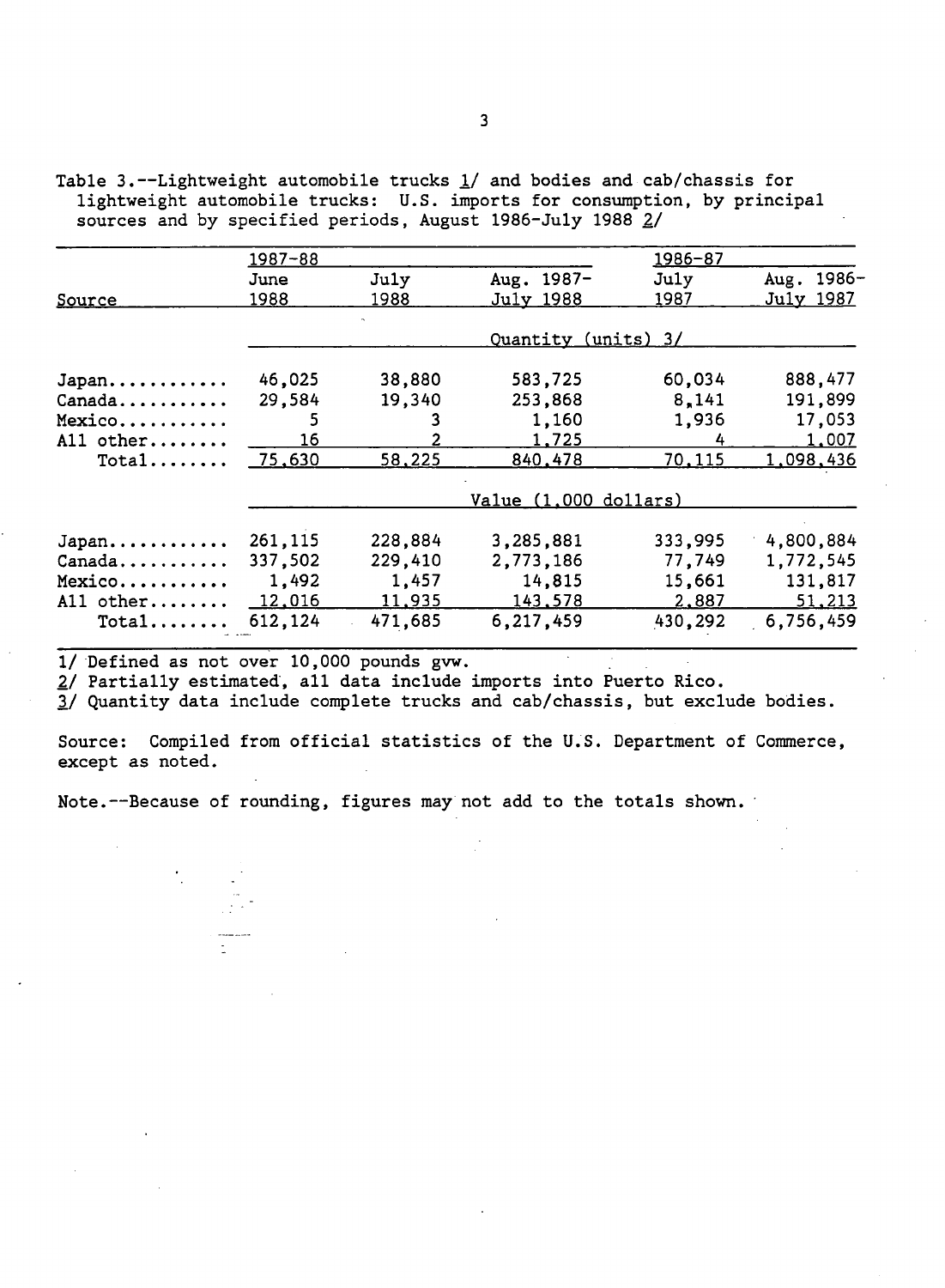Table 3.--Lightweight automobile trucks 1/ and bodies and cab/chassis for lightweight automobile trucks: U.S. imports for consumption, by principal sources and by specified periods, August 1986-July 1988 2/

| Source | 1987-88 June 1988 | 1987-88 July 1988 | 1987-88 Aug. 1987-July 1988 | 1986-87 July 1987 | 1986-87 Aug. 1986-July 1987 |
|---|---|---|---|---|---|
| | Quantity (units) 3/ | | | | |
| Japan | 46,025 | 38,880 | 583,725 | 60,034 | 888,477 |
| Canada | 29,584 | 19,340 | 253,868 | 8,141 | 191,899 |
| Mexico | 5 | 3 | 1,160 | 1,936 | 17,053 |
| All other | 16 | 2 | 1,725 | 4 | 1,007 |
| Total | 75,630 | 58,225 | 840,478 | 70,115 | 1,098,436 |
| | Value (1,000 dollars) | | | | |
| Japan | 261,115 | 228,884 | 3,285,881 | 333,995 | 4,800,884 |
| Canada | 337,502 | 229,410 | 2,773,186 | 77,749 | 1,772,545 |
| Mexico | 1,492 | 1,457 | 14,815 | 15,661 | 131,817 |
| All other | 12,016 | 11,935 | 143,578 | 2,887 | 51,213 |
| Total | 612,124 | 471,685 | 6,217,459 | 430,292 | 6,756,459 |

1/ Defined as not over 10,000 pounds gvw.
2/ Partially estimated, all data include imports into Puerto Rico.
3/ Quantity data include complete trucks and cab/chassis, but exclude bodies.

Source: Compiled from official statistics of the U.S. Department of Commerce, except as noted.

Note.--Because of rounding, figures may not add to the totals shown.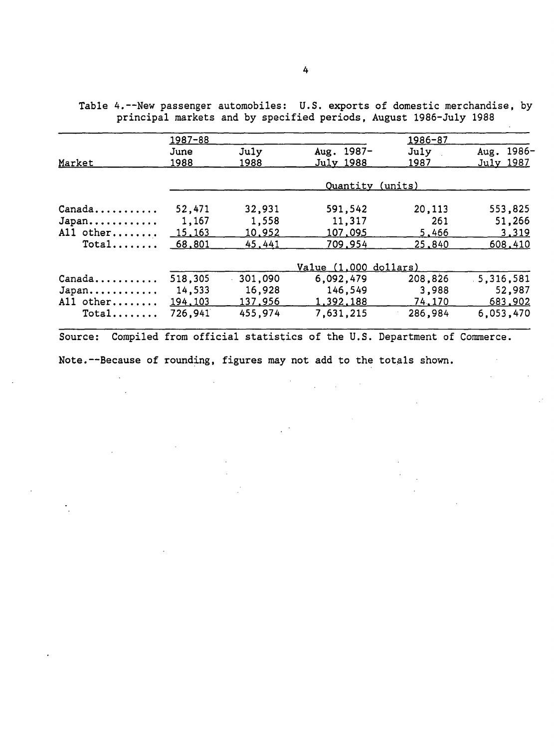Table 4.--New passenger automobiles: U.S. exports of domestic merchandise, by principal markets and by specified periods, August 1986-July 1988

| Market | 1987-88 | | | 1986-87 | |
|---|---|---|---|---|---|
| | June 1988 | July 1988 | Aug. 1987-July 1988 | July 1987 | Aug. 1986-July 1987 |
| | Quantity (units) | | | | |
| Canada | 52,471 | 32,931 | 591,542 | 20,113 | 553,825 |
| Japan | 1,167 | 1,558 | 11,317 | 261 | 51,266 |
| All other | 15,163 | 10,952 | 107,095 | 5,466 | 3,319 |
| Total | 68,801 | 45,441 | 709,954 | 25,840 | 608,410 |
| | Value (1,000 dollars) | | | | |
| Canada | 518,305 | 301,090 | 6,092,479 | 208,826 | 5,316,581 |
| Japan | 14,533 | 16,928 | 146,549 | 3,988 | 52,987 |
| All other | 194,103 | 137,956 | 1,392,188 | 74,170 | 683,902 |
| Total | 726,941 | 455,974 | 7,631,215 | 286,984 | 6,053,470 |

Source: Compiled from official statistics of the U.S. Department of Commerce.

Note.--Because of rounding, figures may not add to the totals shown.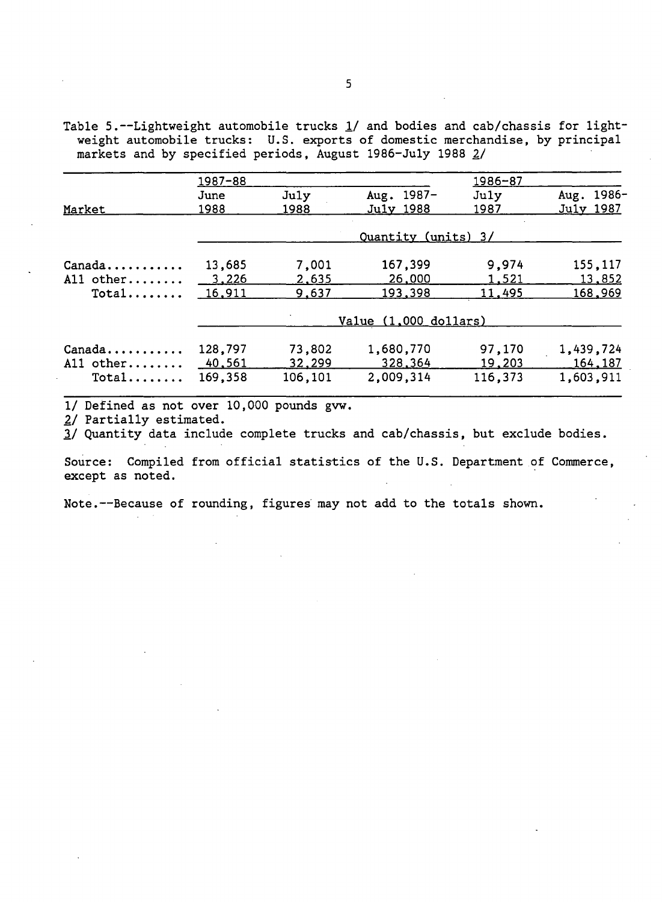Table 5.--Lightweight automobile trucks 1/ and bodies and cab/chassis for lightweight automobile trucks: U.S. exports of domestic merchandise, by principal markets and by specified periods, August 1986-July 1988 2/

| Market | 1987-88 | | | 1986-87 | |
|---|---|---|---|---|---|
| | June 1988 | July 1988 | Aug. 1987-July 1988 | July 1987 | Aug. 1986-July 1987 |
| | Quantity (units) 3/ | | | | |
| Canada........... | 13,685 | 7,001 | 167,399 | 9,974 | 155,117 |
| All other........ | 3,226 | 2,635 | 26,000 | 1,521 | 13,852 |
| Total........ | 16,911 | 9,637 | 193,398 | 11,495 | 168,969 |
| | Value (1,000 dollars) | | | | |
| Canada........... | 128,797 | 73,802 | 1,680,770 | 97,170 | 1,439,724 |
| All other........ | 40,561 | 32,299 | 328,364 | 19,203 | 164,187 |
| Total........ | 169,358 | 106,101 | 2,009,314 | 116,373 | 1,603,911 |

1/ Defined as not over 10,000 pounds gvw.

2/ Partially estimated.

3/ Quantity data include complete trucks and cab/chassis, but exclude bodies.

Source: Compiled from official statistics of the U.S. Department of Commerce, except as noted.

Note.--Because of rounding, figures may not add to the totals shown.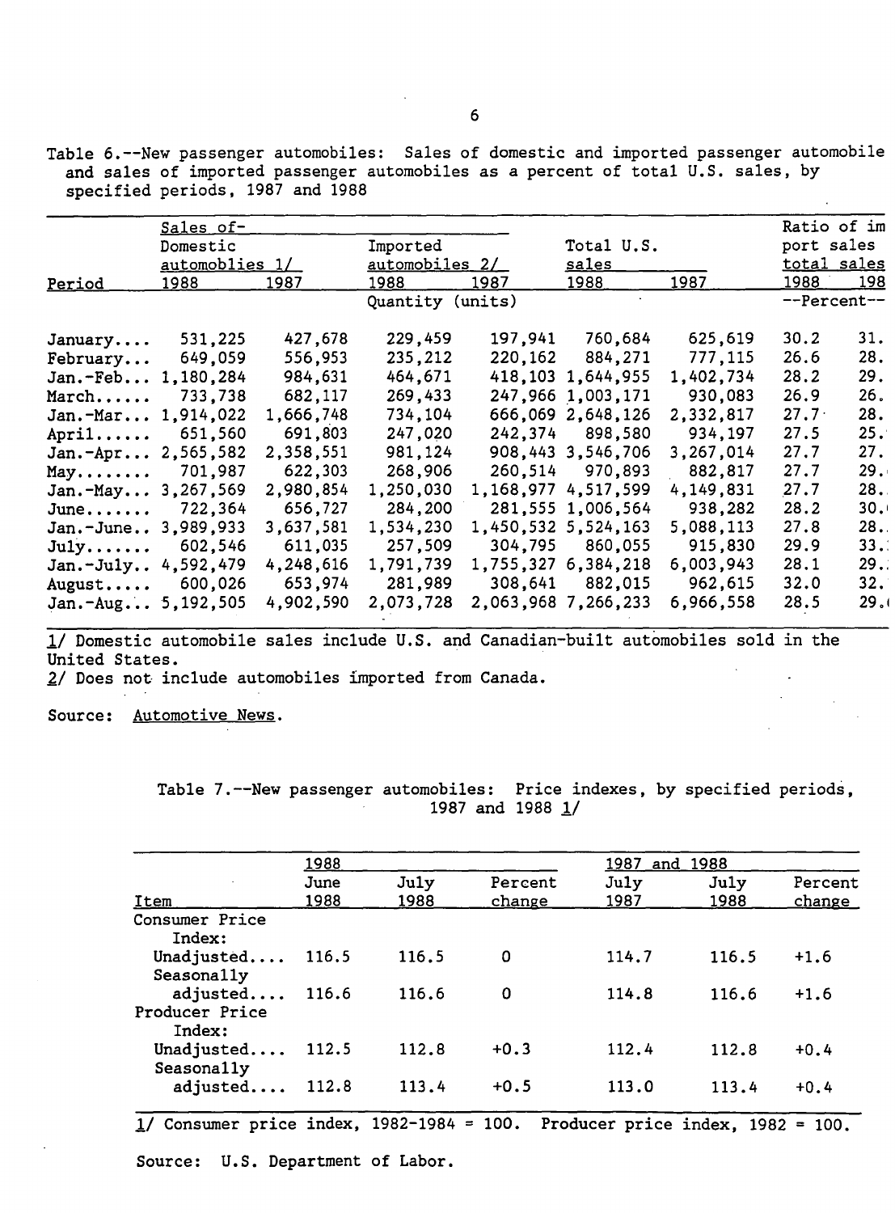Table 6.--New passenger automobiles: Sales of domestic and imported passenger automobile and sales of imported passenger automobiles as a percent of total U.S. sales, by specified periods, 1987 and 1988

| Period | Sales of- Domestic automoblies 1/ 1988 | 1987 | Imported automobiles 2/ 1988 | 1987 | Total U.S. sales 1988 | 1987 | Ratio of import sales total sales 1988 | 198 |
|---|---|---|---|---|---|---|---|---|
| | Quantity (units) | | | | | | --Percent-- | |
| January.... | 531,225 | 427,678 | 229,459 | 197,941 | 760,684 | 625,619 | 30.2 | 31. |
| February... | 649,059 | 556,953 | 235,212 | 220,162 | 884,271 | 777,115 | 26.6 | 28. |
| Jan.-Feb... | 1,180,284 | 984,631 | 464,671 | 418,103 | 1,644,955 | 1,402,734 | 28.2 | 29. |
| March...... | 733,738 | 682,117 | 269,433 | 247,966 | 1,003,171 | 930,083 | 26.9 | 26. |
| Jan.-Mar... | 1,914,022 | 1,666,748 | 734,104 | 666,069 | 2,648,126 | 2,332,817 | 27.7 | 28. |
| April...... | 651,560 | 691,803 | 247,020 | 242,374 | 898,580 | 934,197 | 27.5 | 25. |
| Jan.-Apr... | 2,565,582 | 2,358,551 | 981,124 | 908,443 | 3,546,706 | 3,267,014 | 27.7 | 27. |
| May........ | 701,987 | 622,303 | 268,906 | 260,514 | 970,893 | 882,817 | 27.7 | 29. |
| Jan.-May... | 3,267,569 | 2,980,854 | 1,250,030 | 1,168,977 | 4,517,599 | 4,149,831 | 27.7 | 28. |
| June....... | 722,364 | 656,727 | 284,200 | 281,555 | 1,006,564 | 938,282 | 28.2 | 30. |
| Jan.-June.. | 3,989,933 | 3,637,581 | 1,534,230 | 1,450,532 | 5,524,163 | 5,088,113 | 27.8 | 28. |
| July....... | 602,546 | 611,035 | 257,509 | 304,795 | 860,055 | 915,830 | 29.9 | 33. |
| Jan.-July.. | 4,592,479 | 4,248,616 | 1,791,739 | 1,755,327 | 6,384,218 | 6,003,943 | 28.1 | 29. |
| August..... | 600,026 | 653,974 | 281,989 | 308,641 | 882,015 | 962,615 | 32.0 | 32. |
| Jan.-Aug... | 5,192,505 | 4,902,590 | 2,073,728 | 2,063,968 | 7,266,233 | 6,966,558 | 28.5 | 29. |

1/ Domestic automobile sales include U.S. and Canadian-built automobiles sold in the United States.
2/ Does not include automobiles imported from Canada.

Source: Automotive News.

Table 7.--New passenger automobiles: Price indexes, by specified periods, 1987 and 1988 1/

| Item | 1988 June 1988 | July 1988 | Percent change | 1987 and 1988 July 1987 | July 1988 | Percent change |
|---|---|---|---|---|---|---|
| Consumer Price Index: | | | | | | |
| Unadjusted.... | 116.5 | 116.5 | 0 | 114.7 | 116.5 | +1.6 |
| Seasonally adjusted.... | 116.6 | 116.6 | 0 | 114.8 | 116.6 | +1.6 |
| Producer Price Index: | | | | | | |
| Unadjusted.... | 112.5 | 112.8 | +0.3 | 112.4 | 112.8 | +0.4 |
| Seasonally adjusted.... | 112.8 | 113.4 | +0.5 | 113.0 | 113.4 | +0.4 |

1/ Consumer price index, 1982-1984 = 100. Producer price index, 1982 = 100.

Source: U.S. Department of Labor.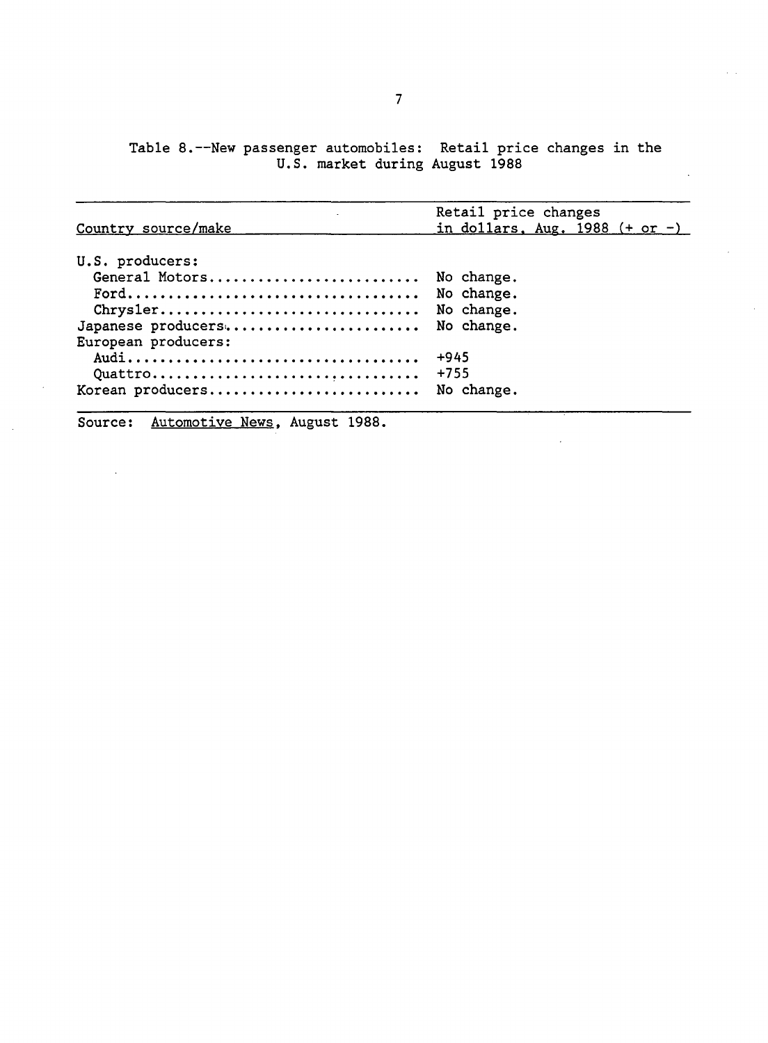Table 8.--New passenger automobiles: Retail price changes in the U.S. market during August 1988

| Country source/make | Retail price changes in dollars, Aug. 1988 (+ or -) |
|---|---|
| U.S. producers: | |
| General Motors | No change. |
| Ford | No change. |
| Chrysler | No change. |
| Japanese producers | No change. |
| European producers: | |
| Audi | +945 |
| Quattro | +755 |
| Korean producers | No change. |

Source: Automotive News, August 1988.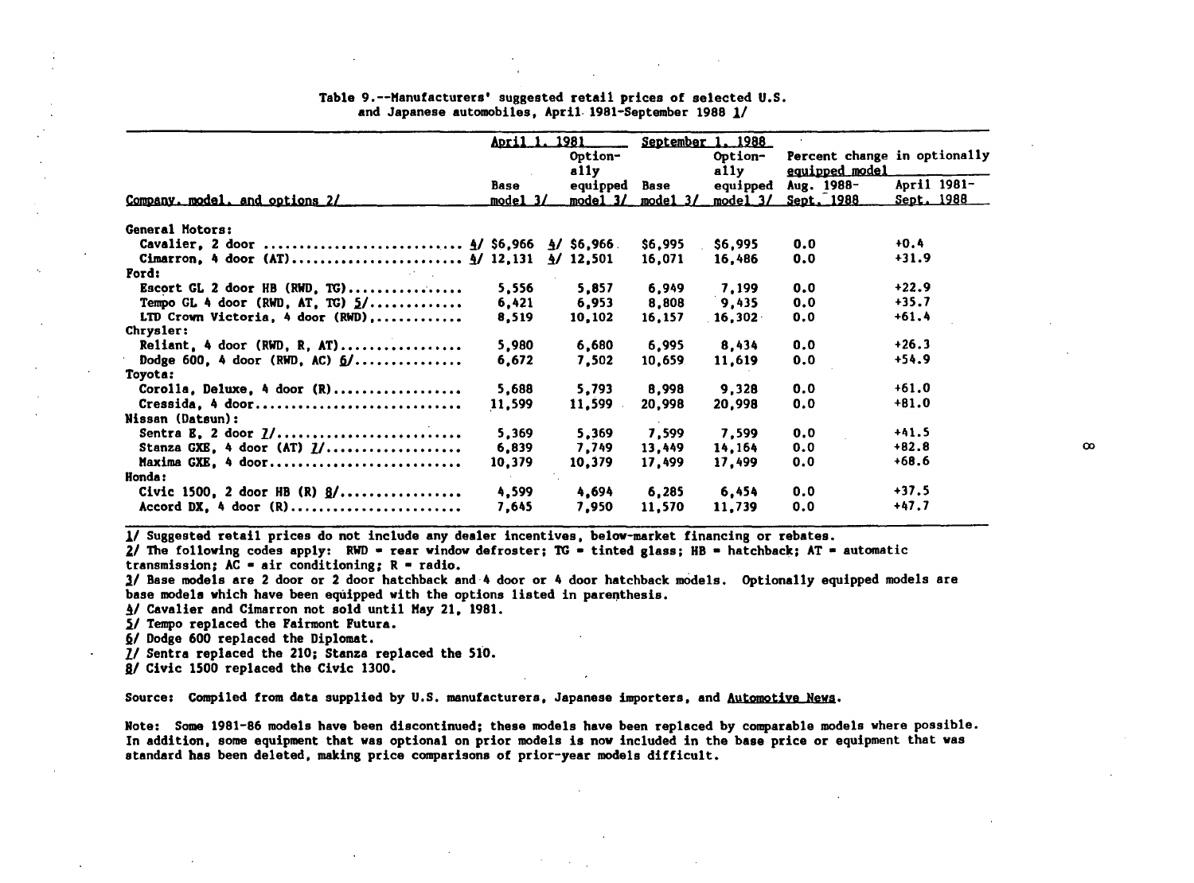**Table 9.--Manufacturers' suggested retail prices of selected U.S. and Japanese automobiles, April 1981-September 1988 1/**

| Company, model, and options 2/ | April 1, 1981 Base model 3/ | April 1, 1981 Optionally equipped model 3/ | September 1, 1988 Base model 3/ | September 1, 1988 Optionally equipped model 3/ | Percent change in optionally equipped model Aug. 1988-Sept. 1988 | Percent change in optionally equipped model April 1981-Sept. 1988 |
|---|---|---|---|---|---|---|
| General Motors: | | | | | | |
| Cavalier, 2 door | 4/ $6,966 | 4/ $6,966 | $6,995 | $6,995 | 0.0 | +0.4 |
| Cimarron, 4 door (AT) | 4/ 12,131 | 4/ 12,501 | 16,071 | 16,486 | 0.0 | +31.9 |
| Ford: | | | | | | |
| Escort GL 2 door HB (RWD, TG) | 5,556 | 5,857 | 6,949 | 7,199 | 0.0 | +22.9 |
| Tempo GL 4 door (RWD, AT, TG) 5/ | 6,421 | 6,953 | 8,808 | 9,435 | 0.0 | +35.7 |
| LTD Crown Victoria, 4 door (RWD) | 8,519 | 10,102 | 16,157 | 16,302 | 0.0 | +61.4 |
| Chrysler: | | | | | | |
| Reliant, 4 door (RWD, R, AT) | 5,980 | 6,680 | 6,995 | 8,434 | 0.0 | +26.3 |
| Dodge 600, 4 door (RWD, AC) 6/ | 6,672 | 7,502 | 10,659 | 11,619 | 0.0 | +54.9 |
| Toyota: | | | | | | |
| Corolla, Deluxe, 4 door (R) | 5,688 | 5,793 | 8,998 | 9,328 | 0.0 | +61.0 |
| Cressida, 4 door | 11,599 | 11,599 | 20,998 | 20,998 | 0.0 | +81.0 |
| Nissan (Datsun): | | | | | | |
| Sentra E, 2 door 7/ | 5,369 | 5,369 | 7,599 | 7,599 | 0.0 | +41.5 |
| Stanza GXE, 4 door (AT) 7/ | 6,839 | 7,749 | 13,449 | 14,164 | 0.0 | +82.8 |
| Maxima GXE, 4 door | 10,379 | 10,379 | 17,499 | 17,499 | 0.0 | +68.6 |
| Honda: | | | | | | |
| Civic 1500, 2 door HB (R) 8/ | 4,599 | 4,694 | 6,285 | 6,454 | 0.0 | +37.5 |
| Accord DX, 4 door (R) | 7,645 | 7,950 | 11,570 | 11,739 | 0.0 | +47.7 |

1/ Suggested retail prices do not include any dealer incentives, below-market financing or rebates.
2/ The following codes apply: RWD = rear window defroster; TG = tinted glass; HB = hatchback; AT = automatic transmission; AC = air conditioning; R = radio.
3/ Base models are 2 door or 2 door hatchback and 4 door or 4 door hatchback models. Optionally equipped models are base models which have been equipped with the options listed in parenthesis.
4/ Cavalier and Cimarron not sold until May 21, 1981.
5/ Tempo replaced the Fairmont Futura.
6/ Dodge 600 replaced the Diplomat.
7/ Sentra replaced the 210; Stanza replaced the 510.
8/ Civic 1500 replaced the Civic 1300.

Source: Compiled from data supplied by U.S. manufacturers, Japanese importers, and Automotive News.

Note: Some 1981-86 models have been discontinued; these models have been replaced by comparable models where possible. In addition, some equipment that was optional on prior models is now included in the base price or equipment that was standard has been deleted, making price comparisons of prior-year models difficult.